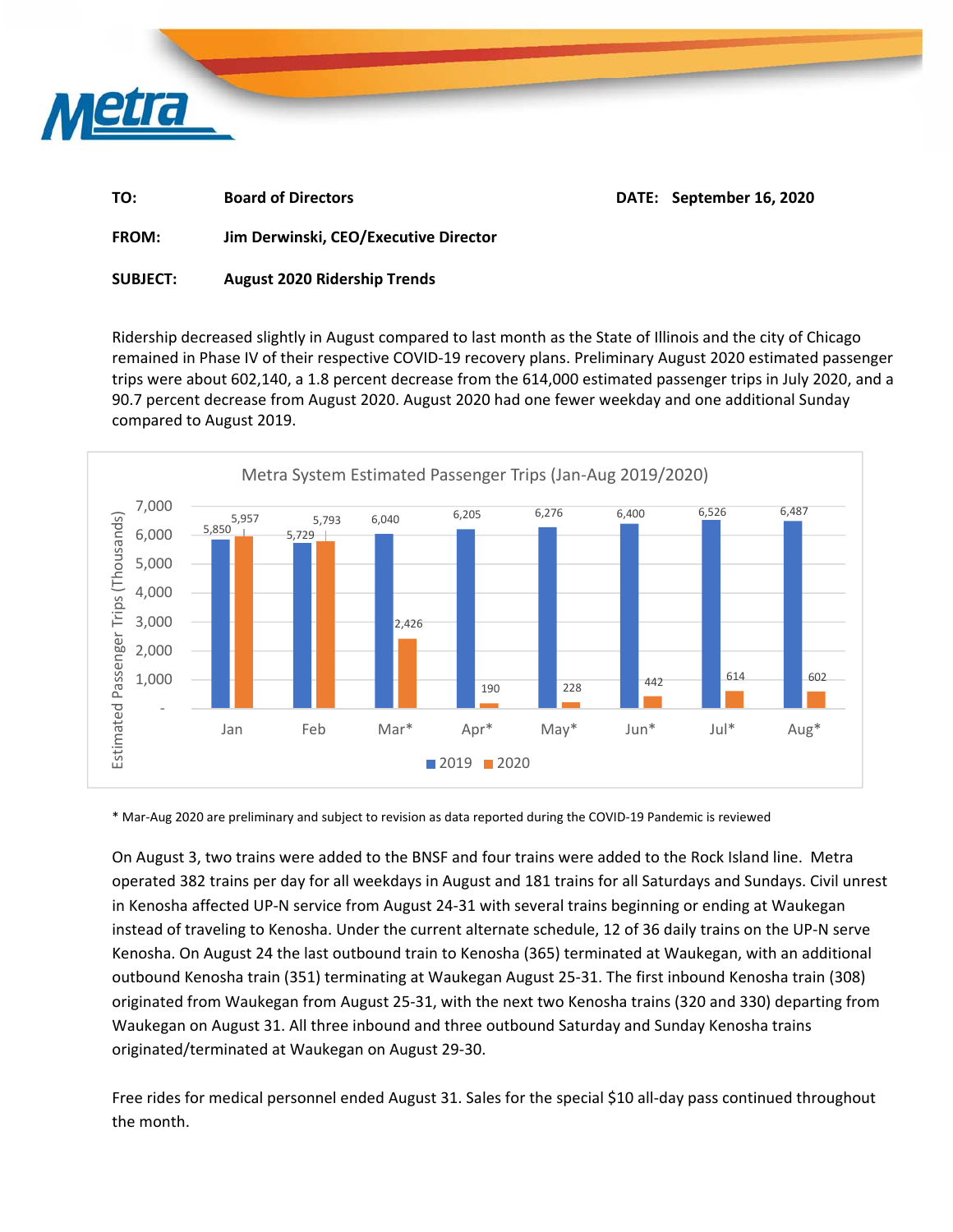Metra

| | | | |
|---|---|---|---|
| **TO:** | **Board of Directors** | **DATE:** | **September 16, 2020** |
| **FROM:** | **Jim Derwinski, CEO/Executive Director** | | |
| **SUBJECT:** | **August 2020 Ridership Trends** | | |

Ridership decreased slightly in August compared to last month as the State of Illinois and the city of Chicago remained in Phase IV of their respective COVID-19 recovery plans. Preliminary August 2020 estimated passenger trips were about 602,140, a 1.8 percent decrease from the 614,000 estimated passenger trips in July 2020, and a 90.7 percent decrease from August 2020. August 2020 had one fewer weekday and one additional Sunday compared to August 2019.

**Metra System Estimated Passenger Trips (Jan-Aug 2019/2020)**

Estimated Passenger Trips (Thousands)

| | Jan | Feb | Mar* | Apr* | May* | Jun* | Jul* | Aug* |
|---|---|---|---|---|---|---|---|---|
| 2019 | 5,850 | 5,729 | 6,040 | 6,205 | 6,276 | 6,400 | 6,526 | 6,487 |
| 2020 | 5,957 | 5,793 | 2,426 | 190 | 228 | 442 | 614 | 602 |

\* Mar-Aug 2020 are preliminary and subject to revision as data reported during the COVID-19 Pandemic is reviewed

On August 3, two trains were added to the BNSF and four trains were added to the Rock Island line. Metra operated 382 trains per day for all weekdays in August and 181 trains for all Saturdays and Sundays. Civil unrest in Kenosha affected UP-N service from August 24-31 with several trains beginning or ending at Waukegan instead of traveling to Kenosha. Under the current alternate schedule, 12 of 36 daily trains on the UP-N serve Kenosha. On August 24 the last outbound train to Kenosha (365) terminated at Waukegan, with an additional outbound Kenosha train (351) terminating at Waukegan August 25-31. The first inbound Kenosha train (308) originated from Waukegan from August 25-31, with the next two Kenosha trains (320 and 330) departing from Waukegan on August 31. All three inbound and three outbound Saturday and Sunday Kenosha trains originated/terminated at Waukegan on August 29-30.

Free rides for medical personnel ended August 31. Sales for the special $10 all-day pass continued throughout the month.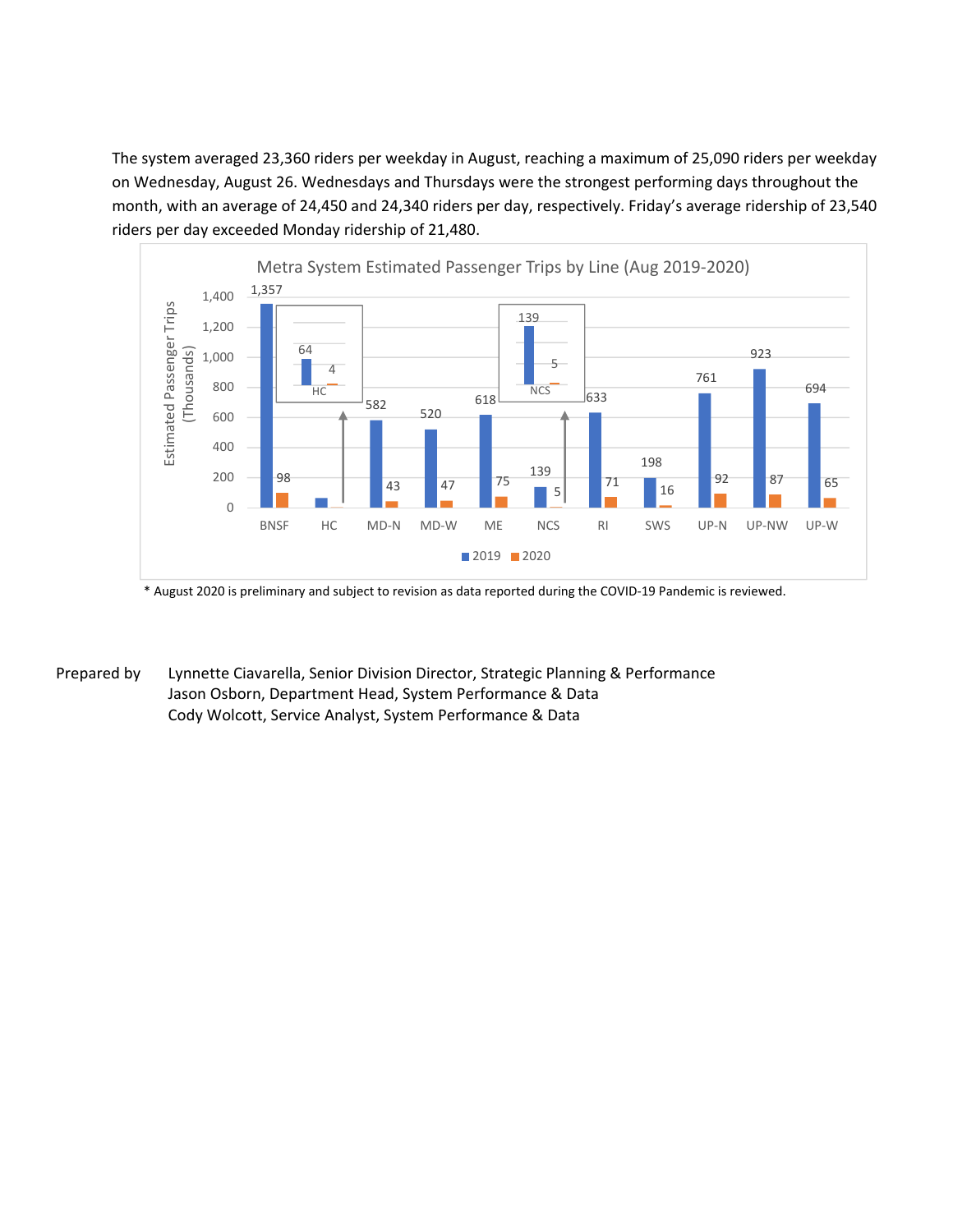The system averaged 23,360 riders per weekday in August, reaching a maximum of 25,090 riders per weekday on Wednesday, August 26. Wednesdays and Thursdays were the strongest performing days throughout the month, with an average of 24,450 and 24,340 riders per day, respectively. Friday's average ridership of 23,540 riders per day exceeded Monday ridership of 21,480.

Metra System Estimated Passenger Trips by Line (Aug 2019-2020)

Estimated Passenger Trips (Thousands)

1,400
1,200
1,000
800
600
400
200
0

BNSF: 1,357 / 98
HC: 64 / 4
MD-N: 582 / 43
MD-W: 520 / 47
ME: 618 / 75
NCS: 139 / 5
RI: 633 / 71
SWS: 198 / 16
UP-N: 761 / 92
UP-NW: 923 / 87
UP-W: 694 / 65

2019 2020

\* August 2020 is preliminary and subject to revision as data reported during the COVID-19 Pandemic is reviewed.

Prepared by Lynnette Ciavarella, Senior Division Director, Strategic Planning & Performance
Jason Osborn, Department Head, System Performance & Data
Cody Wolcott, Service Analyst, System Performance & Data